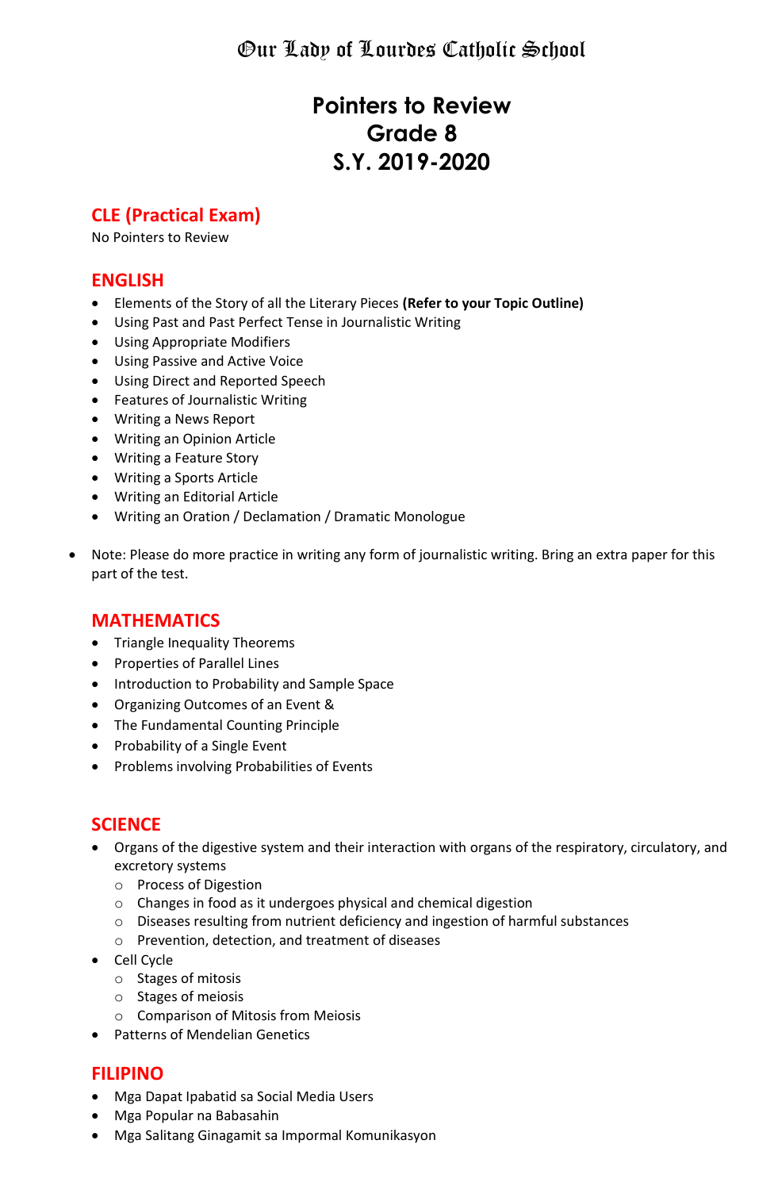# Our Lady of Lourdes Catholic School

# Pointers to Review
# Grade 8
# S.Y. 2019-2020

## CLE (Practical Exam)

No Pointers to Review

## ENGLISH

- Elements of the Story of all the Literary Pieces **(Refer to your Topic Outline)**
- Using Past and Past Perfect Tense in Journalistic Writing
- Using Appropriate Modifiers
- Using Passive and Active Voice
- Using Direct and Reported Speech
- Features of Journalistic Writing
- Writing a News Report
- Writing an Opinion Article
- Writing a Feature Story
- Writing a Sports Article
- Writing an Editorial Article
- Writing an Oration / Declamation / Dramatic Monologue

- Note: Please do more practice in writing any form of journalistic writing. Bring an extra paper for this part of the test.

## MATHEMATICS

- Triangle Inequality Theorems
- Properties of Parallel Lines
- Introduction to Probability and Sample Space
- Organizing Outcomes of an Event &
- The Fundamental Counting Principle
- Probability of a Single Event
- Problems involving Probabilities of Events

## SCIENCE

- Organs of the digestive system and their interaction with organs of the respiratory, circulatory, and excretory systems
  - Process of Digestion
  - Changes in food as it undergoes physical and chemical digestion
  - Diseases resulting from nutrient deficiency and ingestion of harmful substances
  - Prevention, detection, and treatment of diseases
- Cell Cycle
  - Stages of mitosis
  - Stages of meiosis
  - Comparison of Mitosis from Meiosis
- Patterns of Mendelian Genetics

## FILIPINO

- Mga Dapat Ipabatid sa Social Media Users
- Mga Popular na Babasahin
- Mga Salitang Ginagamit sa Impormal Komunikasyon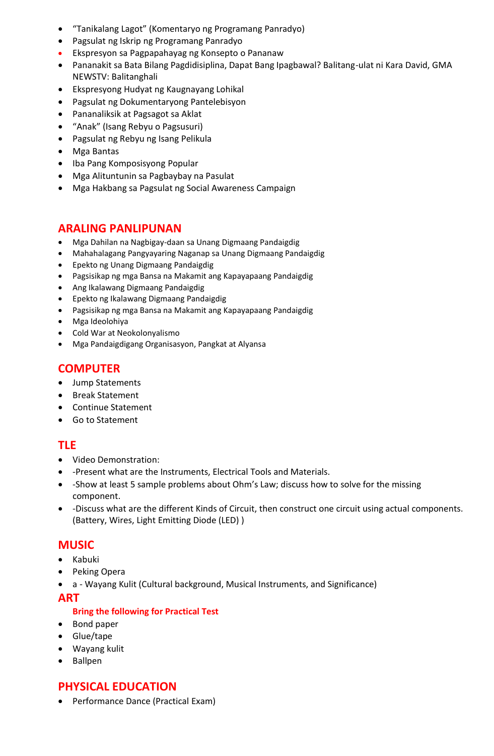- "Tanikalang Lagot" (Komentaryo ng Programang Panradyo)
- Pagsulat ng Iskrip ng Programang Panradyo
- Ekspresyon sa Pagpapahayag ng Konsepto o Pananaw
- Pananakit sa Bata Bilang Pagdidisiplina, Dapat Bang Ipagbawal? Balitang-ulat ni Kara David, GMA NEWSTV: Balitanghali
- Ekspresyong Hudyat ng Kaugnayang Lohikal
- Pagsulat ng Dokumentaryong Pantelebisyon
- Pananaliksik at Pagsagot sa Aklat
- "Anak" (Isang Rebyu o Pagsusuri)
- Pagsulat ng Rebyu ng Isang Pelikula
- Mga Bantas
- Iba Pang Komposisyong Popular
- Mga Alituntunin sa Pagbaybay na Pasulat
- Mga Hakbang sa Pagsulat ng Social Awareness Campaign

## ARALING PANLIPUNAN

- Mga Dahilan na Nagbigay-daan sa Unang Digmaang Pandaigdig
- Mahahalagang Pangyayaring Naganap sa Unang Digmaang Pandaigdig
- Epekto ng Unang Digmaang Pandaigdig
- Pagsisikap ng mga Bansa na Makamit ang Kapayapaang Pandaigdig
- Ang Ikalawang Digmaang Pandaigdig
- Epekto ng Ikalawang Digmaang Pandaigdig
- Pagsisikap ng mga Bansa na Makamit ang Kapayapaang Pandaigdig
- Mga Ideolohiya
- Cold War at Neokolonyalismo
- Mga Pandaigdigang Organisasyon, Pangkat at Alyansa

## COMPUTER

- Jump Statements
- Break Statement
- Continue Statement
- Go to Statement

## TLE

- Video Demonstration:
- -Present what are the Instruments, Electrical Tools and Materials.
- -Show at least 5 sample problems about Ohm's Law; discuss how to solve for the missing component.
- -Discuss what are the different Kinds of Circuit, then construct one circuit using actual components. (Battery, Wires, Light Emitting Diode (LED) )

## MUSIC

- Kabuki
- Peking Opera
- a - Wayang Kulit (Cultural background, Musical Instruments, and Significance)

## ART

**Bring the following for Practical Test**

- Bond paper
- Glue/tape
- Wayang kulit
- Ballpen

## PHYSICAL EDUCATION

- Performance Dance (Practical Exam)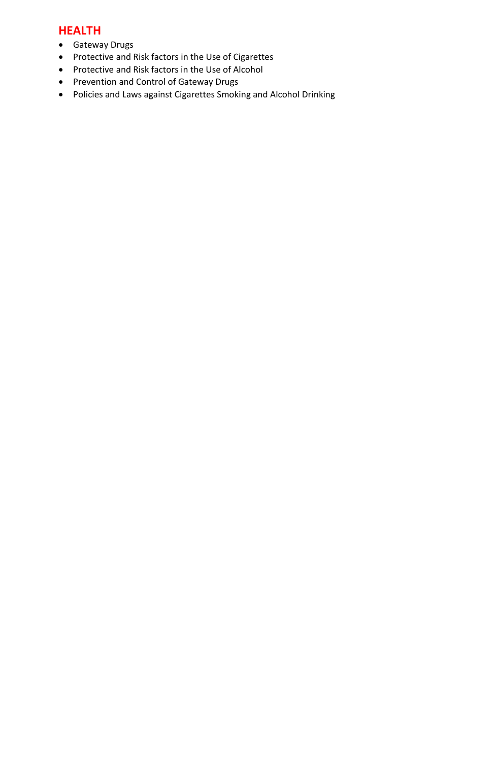## HEALTH

- Gateway Drugs
- Protective and Risk factors in the Use of Cigarettes
- Protective and Risk factors in the Use of Alcohol
- Prevention and Control of Gateway Drugs
- Policies and Laws against Cigarettes Smoking and Alcohol Drinking